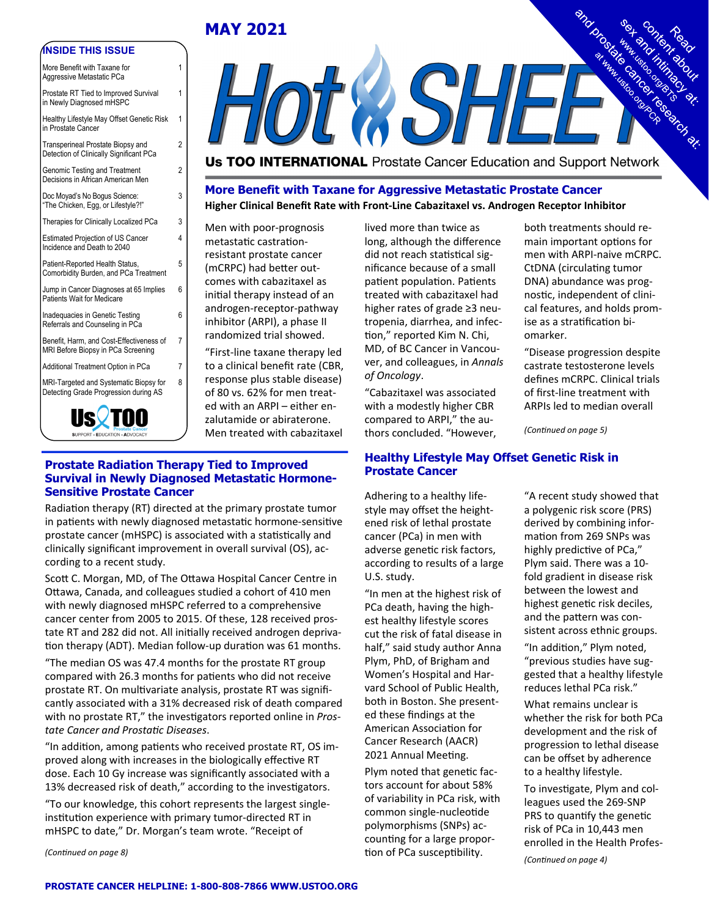# MAY 2021

# Hot SHEET

**Us TOO INTERNATIONAL** Prostate Cancer Education and Support Network

Read content about sex and intimacy at: www.ustoo.org/BTS and prostate cancer research at: www.ustoo.org/PCR

## INSIDE THIS ISSUE

| Article | Page |
|---|---|
| More Benefit with Taxane for Aggressive Metastatic PCa | 1 |
| Prostate RT Tied to Improved Survival in Newly Diagnosed mHSPC | 1 |
| Healthy Lifestyle May Offset Genetic Risk in Prostate Cancer | 1 |
| Transperineal Prostate Biopsy and Detection of Clinically Significant PCa | 2 |
| Genomic Testing and Treatment Decisions in African American Men | 2 |
| Doc Moyad's No Bogus Science: "The Chicken, Egg, or Lifestyle?!" | 3 |
| Therapies for Clinically Localized PCa | 3 |
| Estimated Projection of US Cancer Incidence and Death to 2040 | 4 |
| Patient-Reported Health Status, Comorbidity Burden, and PCa Treatment | 5 |
| Jump in Cancer Diagnoses at 65 Implies Patients Wait for Medicare | 6 |
| Inadequacies in Genetic Testing Referrals and Counseling in PCa | 6 |
| Benefit, Harm, and Cost-Effectiveness of MRI Before Biopsy in PCa Screening | 7 |
| Additional Treatment Option in PCa | 7 |
| MRI-Targeted and Systematic Biopsy for Detecting Grade Progression during AS | 8 |

Us TOO Prostate Cancer — SUPPORT • EDUCATION • ADVOCACY

## More Benefit with Taxane for Aggressive Metastatic Prostate Cancer

**Higher Clinical Benefit Rate with Front-Line Cabazitaxel vs. Androgen Receptor Inhibitor**

Men with poor-prognosis metastatic castration-resistant prostate cancer (mCRPC) had better outcomes with cabazitaxel as initial therapy instead of an androgen-receptor-pathway inhibitor (ARPI), a phase II randomized trial showed.

"First-line taxane therapy led to a clinical benefit rate (CBR, response plus stable disease) of 80 vs. 62% for men treated with an ARPI – either enzalutamide or abiraterone. Men treated with cabazitaxel lived more than twice as long, although the difference did not reach statistical significance because of a small patient population. Patients treated with cabazitaxel had higher rates of grade ≥3 neutropenia, diarrhea, and infection," reported Kim N. Chi, MD, of BC Cancer in Vancouver, and colleagues, in *Annals of Oncology*.

"Cabazitaxel was associated with a modestly higher CBR compared to ARPI," the authors concluded. "However, both treatments should remain important options for men with ARPI-naive mCRPC. CtDNA (circulating tumor DNA) abundance was prognostic, independent of clinical features, and holds promise as a stratification biomarker.

"Disease progression despite castrate testosterone levels defines mCRPC. Clinical trials of first-line treatment with ARPIs led to median overall

*(Continued on page 5)*

## Prostate Radiation Therapy Tied to Improved Survival in Newly Diagnosed Metastatic Hormone-Sensitive Prostate Cancer

Radiation therapy (RT) directed at the primary prostate tumor in patients with newly diagnosed metastatic hormone-sensitive prostate cancer (mHSPC) is associated with a statistically and clinically significant improvement in overall survival (OS), according to a recent study.

Scott C. Morgan, MD, of The Ottawa Hospital Cancer Centre in Ottawa, Canada, and colleagues studied a cohort of 410 men with newly diagnosed mHSPC referred to a comprehensive cancer center from 2005 to 2015. Of these, 128 received prostate RT and 282 did not. All initially received androgen deprivation therapy (ADT). Median follow-up duration was 61 months.

"The median OS was 47.4 months for the prostate RT group compared with 26.3 months for patients who did not receive prostate RT. On multivariate analysis, prostate RT was significantly associated with a 31% decreased risk of death compared with no prostate RT," the investigators reported online in *Prostate Cancer and Prostatic Diseases*.

"In addition, among patients who received prostate RT, OS improved along with increases in the biologically effective RT dose. Each 10 Gy increase was significantly associated with a 13% decreased risk of death," according to the investigators.

"To our knowledge, this cohort represents the largest single-institution experience with primary tumor-directed RT in mHSPC to date," Dr. Morgan's team wrote. "Receipt of

*(Continued on page 8)*

## Healthy Lifestyle May Offset Genetic Risk in Prostate Cancer

Adhering to a healthy lifestyle may offset the heightened risk of lethal prostate cancer (PCa) in men with adverse genetic risk factors, according to results of a large U.S. study.

"In men at the highest risk of PCa death, having the highest healthy lifestyle scores cut the risk of fatal disease in half," said study author Anna Plym, PhD, of Brigham and Women's Hospital and Harvard School of Public Health, both in Boston. She presented these findings at the American Association for Cancer Research (AACR) 2021 Annual Meeting.

Plym noted that genetic factors account for about 58% of variability in PCa risk, with common single-nucleotide polymorphisms (SNPs) accounting for a large proportion of PCa susceptibility.

"A recent study showed that a polygenic risk score (PRS) derived by combining information from 269 SNPs was highly predictive of PCa," Plym said. There was a 10-fold gradient in disease risk between the lowest and highest genetic risk deciles, and the pattern was consistent across ethnic groups.

"In addition," Plym noted, "previous studies have suggested that a healthy lifestyle reduces lethal PCa risk."

What remains unclear is whether the risk for both PCa development and the risk of progression to lethal disease can be offset by adherence to a healthy lifestyle.

To investigate, Plym and colleagues used the 269-SNP PRS to quantify the genetic risk of PCa in 10,443 men enrolled in the Health Profes-

*(Continued on page 4)*

**PROSTATE CANCER HELPLINE: 1-800-808-7866 WWW.USTOO.ORG**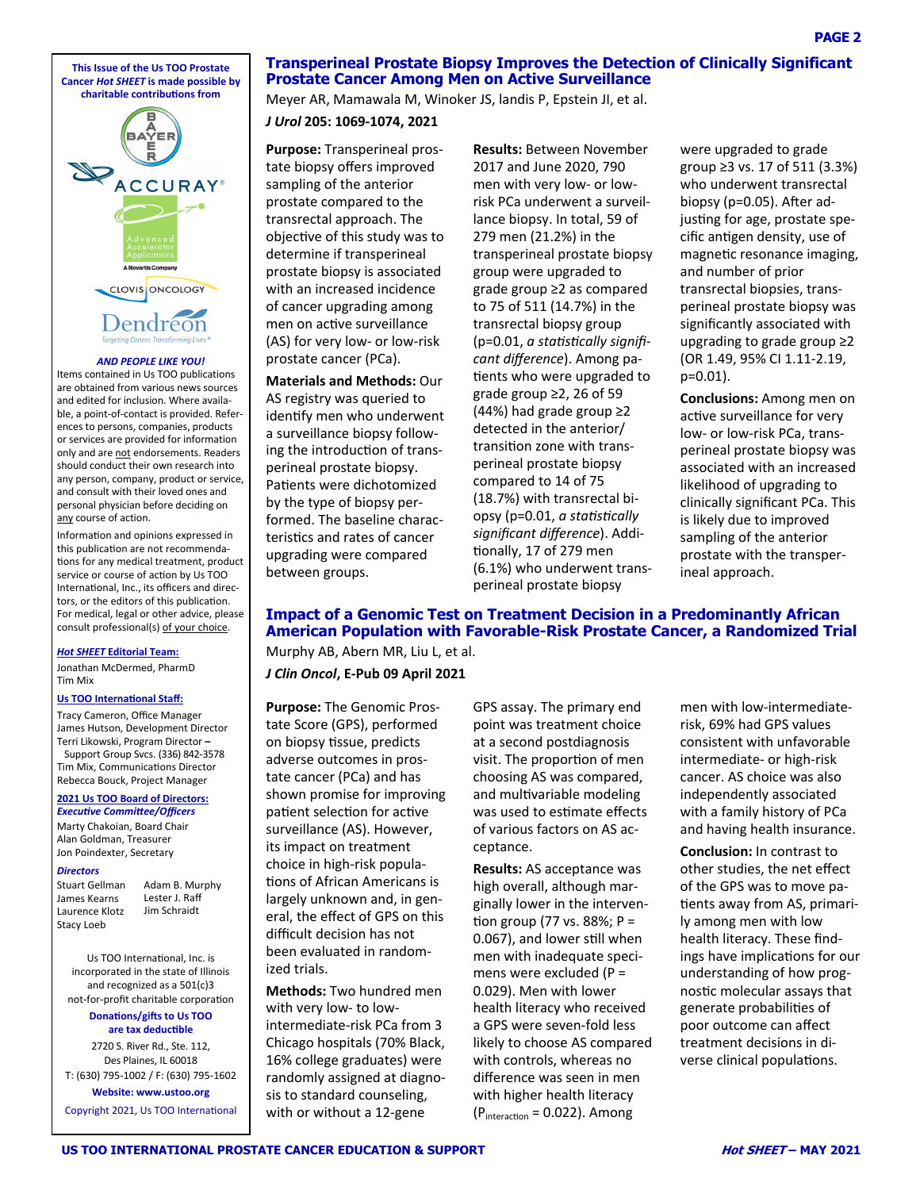This Issue of the Us TOO Prostate Cancer *Hot SHEET* is made possible by charitable contributions from

***AND PEOPLE LIKE YOU!***

Items contained in Us TOO publications are obtained from various news sources and edited for inclusion. Where available, a point-of-contact is provided. References to persons, companies, products or services are provided for information only and are not endorsements. Readers should conduct their own research into any person, company, product or service, and consult with their loved ones and personal physician before deciding on any course of action.

Information and opinions expressed in this publication are not recommendations for any medical treatment, product service or course of action by Us TOO International, Inc., its officers and directors, or the editors of this publication. For medical, legal or other advice, please consult professional(s) of your choice.

***Hot SHEET* Editorial Team:**

Jonathan McDermed, PharmD
Tim Mix

**Us TOO International Staff:**

Tracy Cameron, Office Manager
James Hutson, Development Director
Terri Likowski, Program Director – Support Group Svcs. (336) 842-3578
Tim Mix, Communications Director
Rebecca Bouck, Project Manager

**2021 Us TOO Board of Directors:**
***Executive Committee/Officers***

Marty Chakoian, Board Chair
Alan Goldman, Treasurer
Jon Poindexter, Secretary

***Directors***

Stuart Gellman
James Kearns
Laurence Klotz
Stacy Loeb
Adam B. Murphy
Lester J. Raff
Jim Schraidt

Us TOO International, Inc. is incorporated in the state of Illinois and recognized as a 501(c)3 not-for-profit charitable corporation

**Donations/gifts to Us TOO are tax deductible**

2720 S. River Rd., Ste. 112,
Des Plaines, IL 60018
T: (630) 795-1002 / F: (630) 795-1602

**Website: www.ustoo.org**

Copyright 2021, Us TOO International

## Transperineal Prostate Biopsy Improves the Detection of Clinically Significant Prostate Cancer Among Men on Active Surveillance

Meyer AR, Mamawala M, Winoker JS, landis P, Epstein JI, et al.

***J Urol* 205: 1069-1074, 2021**

**Purpose:** Transperineal prostate biopsy offers improved sampling of the anterior prostate compared to the transrectal approach. The objective of this study was to determine if transperineal prostate biopsy is associated with an increased incidence of cancer upgrading among men on active surveillance (AS) for very low- or low-risk prostate cancer (PCa).

**Materials and Methods:** Our AS registry was queried to identify men who underwent a surveillance biopsy following the introduction of transperineal prostate biopsy. Patients were dichotomized by the type of biopsy performed. The baseline characteristics and rates of cancer upgrading were compared between groups.

**Results:** Between November 2017 and June 2020, 790 men with very low- or low-risk PCa underwent a surveillance biopsy. In total, 59 of 279 men (21.2%) in the transperineal prostate biopsy group were upgraded to grade group ≥2 as compared to 75 of 511 (14.7%) in the transrectal biopsy group (p=0.01, *a statistically significant difference*). Among patients who were upgraded to grade group ≥2, 26 of 59 (44%) had grade group ≥2 detected in the anterior/transition zone with transperineal prostate biopsy compared to 14 of 75 (18.7%) with transrectal biopsy (p=0.01, *a statistically significant difference*). Additionally, 17 of 279 men (6.1%) who underwent transperineal prostate biopsy were upgraded to grade group ≥3 vs. 17 of 511 (3.3%) who underwent transrectal biopsy (p=0.05). After adjusting for age, prostate specific antigen density, use of magnetic resonance imaging, and number of prior transrectal biopsies, transperineal prostate biopsy was significantly associated with upgrading to grade group ≥2 (OR 1.49, 95% CI 1.11-2.19, p=0.01).

**Conclusions:** Among men on active surveillance for very low- or low-risk PCa, transperineal prostate biopsy was associated with an increased likelihood of upgrading to clinically significant PCa. This is likely due to improved sampling of the anterior prostate with the transperineal approach.

## Impact of a Genomic Test on Treatment Decision in a Predominantly African American Population with Favorable-Risk Prostate Cancer, a Randomized Trial

Murphy AB, Abern MR, Liu L, et al.

***J Clin Oncol*, E-Pub 09 April 2021**

**Purpose:** The Genomic Prostate Score (GPS), performed on biopsy tissue, predicts adverse outcomes in prostate cancer (PCa) and has shown promise for improving patient selection for active surveillance (AS). However, its impact on treatment choice in high-risk populations of African Americans is largely unknown and, in general, the effect of GPS on this difficult decision has not been evaluated in randomized trials.

**Methods:** Two hundred men with very low- to low-intermediate-risk PCa from 3 Chicago hospitals (70% Black, 16% college graduates) were randomly assigned at diagnosis to standard counseling, with or without a 12-gene GPS assay. The primary end point was treatment choice at a second postdiagnosis visit. The proportion of men choosing AS was compared, and multivariable modeling was used to estimate effects of various factors on AS acceptance.

**Results:** AS acceptance was high overall, although marginally lower in the intervention group (77 vs. 88%; P = 0.067), and lower still when men with inadequate specimens were excluded (P = 0.029). Men with lower health literacy who received a GPS were seven-fold less likely to choose AS compared with controls, whereas no difference was seen in men with higher health literacy ($P_{interaction}$ = 0.022). Among men with low-intermediate-risk, 69% had GPS values consistent with unfavorable intermediate- or high-risk cancer. AS choice was also independently associated with a family history of PCa and having health insurance.

**Conclusion:** In contrast to other studies, the net effect of the GPS was to move patients away from AS, primarily among men with low health literacy. These findings have implications for our understanding of how prognostic molecular assays that generate probabilities of poor outcome can affect treatment decisions in diverse clinical populations.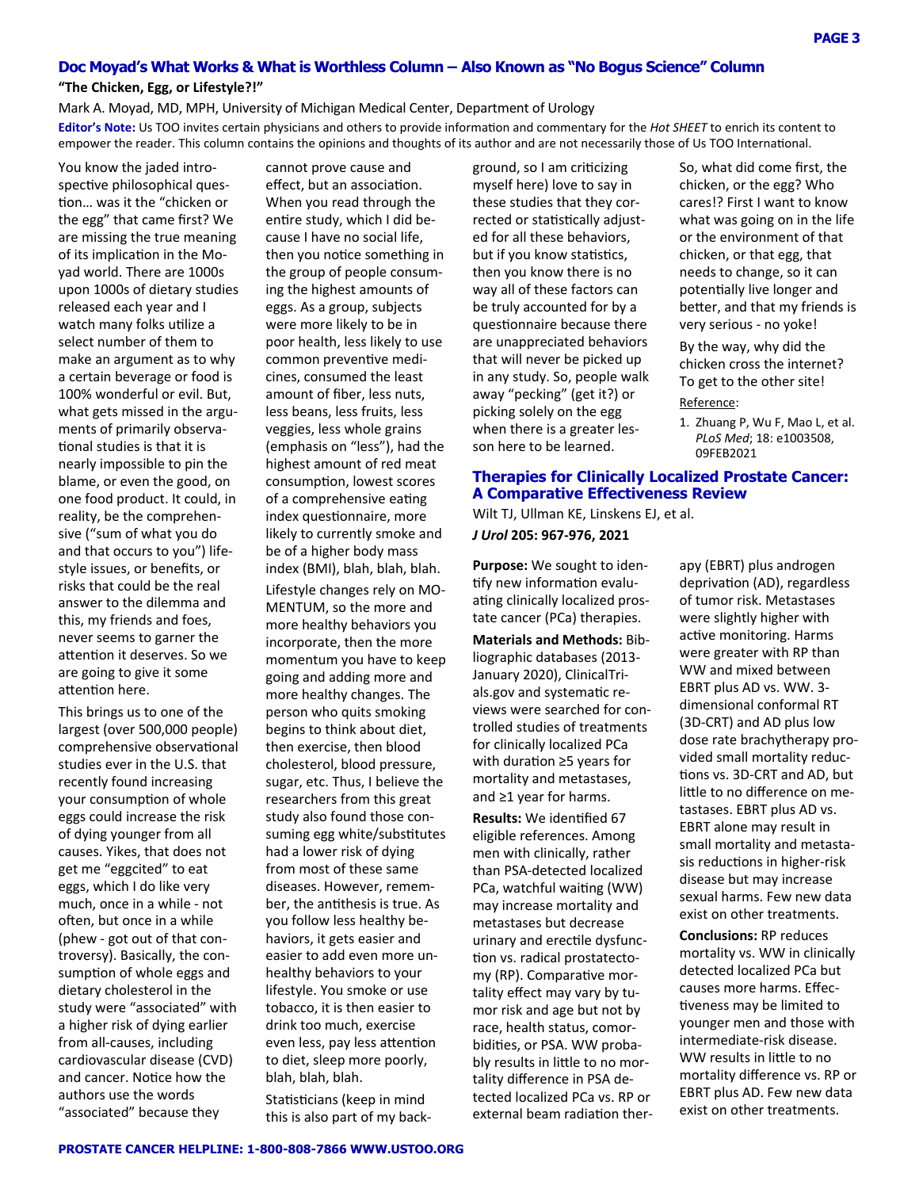## Doc Moyad's What Works & What is Worthless Column – Also Known as "No Bogus Science" Column

**"The Chicken, Egg, or Lifestyle?!"**

Mark A. Moyad, MD, MPH, University of Michigan Medical Center, Department of Urology

**Editor's Note:** Us TOO invites certain physicians and others to provide information and commentary for the *Hot SHEET* to enrich its content to empower the reader. This column contains the opinions and thoughts of its author and are not necessarily those of Us TOO International.

You know the jaded introspective philosophical question… was it the "chicken or the egg" that came first? We are missing the true meaning of its implication in the Moyad world. There are 1000s upon 1000s of dietary studies released each year and I watch many folks utilize a select number of them to make an argument as to why a certain beverage or food is 100% wonderful or evil. But, what gets missed in the arguments of primarily observational studies is that it is nearly impossible to pin the blame, or even the good, on one food product. It could, in reality, be the comprehensive ("sum of what you do and that occurs to you") lifestyle issues, or benefits, or risks that could be the real answer to the dilemma and this, my friends and foes, never seems to garner the attention it deserves. So we are going to give it some attention here.

This brings us to one of the largest (over 500,000 people) comprehensive observational studies ever in the U.S. that recently found increasing your consumption of whole eggs could increase the risk of dying younger from all causes. Yikes, that does not get me "eggcited" to eat eggs, which I do like very much, once in a while - not often, but once in a while (phew - got out of that controversy). Basically, the consumption of whole eggs and dietary cholesterol in the study were "associated" with a higher risk of dying earlier from all-causes, including cardiovascular disease (CVD) and cancer. Notice how the authors use the words "associated" because they cannot prove cause and effect, but an association. When you read through the entire study, which I did because I have no social life, then you notice something in the group of people consuming the highest amounts of eggs. As a group, subjects were more likely to be in poor health, less likely to use common preventive medicines, consumed the least amount of fiber, less nuts, less beans, less fruits, less veggies, less whole grains (emphasis on "less"), had the highest amount of red meat consumption, lowest scores of a comprehensive eating index questionnaire, more likely to currently smoke and be of a higher body mass index (BMI), blah, blah, blah.

Lifestyle changes rely on MOMENTUM, so the more and more healthy behaviors you incorporate, then the more momentum you have to keep going and adding more and more healthy changes. The person who quits smoking begins to think about diet, then exercise, then blood cholesterol, blood pressure, sugar, etc. Thus, I believe the researchers from this great study also found those consuming egg white/substitutes had a lower risk of dying from most of these same diseases. However, remember, the antithesis is true. As you follow less healthy behaviors, it gets easier and easier to add even more unhealthy behaviors to your lifestyle. You smoke or use tobacco, it is then easier to drink too much, exercise even less, pay less attention to diet, sleep more poorly, blah, blah, blah.

Statisticians (keep in mind this is also part of my background, so I am criticizing myself here) love to say in these studies that they corrected or statistically adjusted for all these behaviors, but if you know statistics, then you know there is no way all of these factors can be truly accounted for by a questionnaire because there are unappreciated behaviors that will never be picked up in any study. So, people walk away "pecking" (get it?) or picking solely on the egg when there is a greater lesson here to be learned.

So, what did come first, the chicken, or the egg? Who cares!? First I want to know what was going on in the life or the environment of that chicken, or that egg, that needs to change, so it can potentially live longer and better, and that my friends is very serious - no yoke!

By the way, why did the chicken cross the internet? To get to the other site!

Reference:

1. Zhuang P, Wu F, Mao L, et al. *PLoS Med*; 18: e1003508, 09FEB2021

## Therapies for Clinically Localized Prostate Cancer: A Comparative Effectiveness Review

Wilt TJ, Ullman KE, Linskens EJ, et al.

***J Urol* 205: 967-976, 2021**

**Purpose:** We sought to identify new information evaluating clinically localized prostate cancer (PCa) therapies.

**Materials and Methods:** Bibliographic databases (2013-January 2020), ClinicalTrials.gov and systematic reviews were searched for controlled studies of treatments for clinically localized PCa with duration ≥5 years for mortality and metastases, and ≥1 year for harms.

**Results:** We identified 67 eligible references. Among men with clinically, rather than PSA-detected localized PCa, watchful waiting (WW) may increase mortality and metastases but decrease urinary and erectile dysfunction vs. radical prostatectomy (RP). Comparative mortality effect may vary by tumor risk and age but not by race, health status, comorbidities, or PSA. WW probably results in little to no mortality difference in PSA detected localized PCa vs. RP or external beam radiation therapy (EBRT) plus androgen deprivation (AD), regardless of tumor risk. Metastases were slightly higher with active monitoring. Harms were greater with RP than WW and mixed between EBRT plus AD vs. WW. 3-dimensional conformal RT (3D-CRT) and AD plus low dose rate brachytherapy provided small mortality reductions vs. 3D-CRT and AD, but little to no difference on metastases. EBRT plus AD vs. EBRT alone may result in small mortality and metastasis reductions in higher-risk disease but may increase sexual harms. Few new data exist on other treatments.

**Conclusions:** RP reduces mortality vs. WW in clinically detected localized PCa but causes more harms. Effectiveness may be limited to younger men and those with intermediate-risk disease. WW results in little to no mortality difference vs. RP or EBRT plus AD. Few new data exist on other treatments.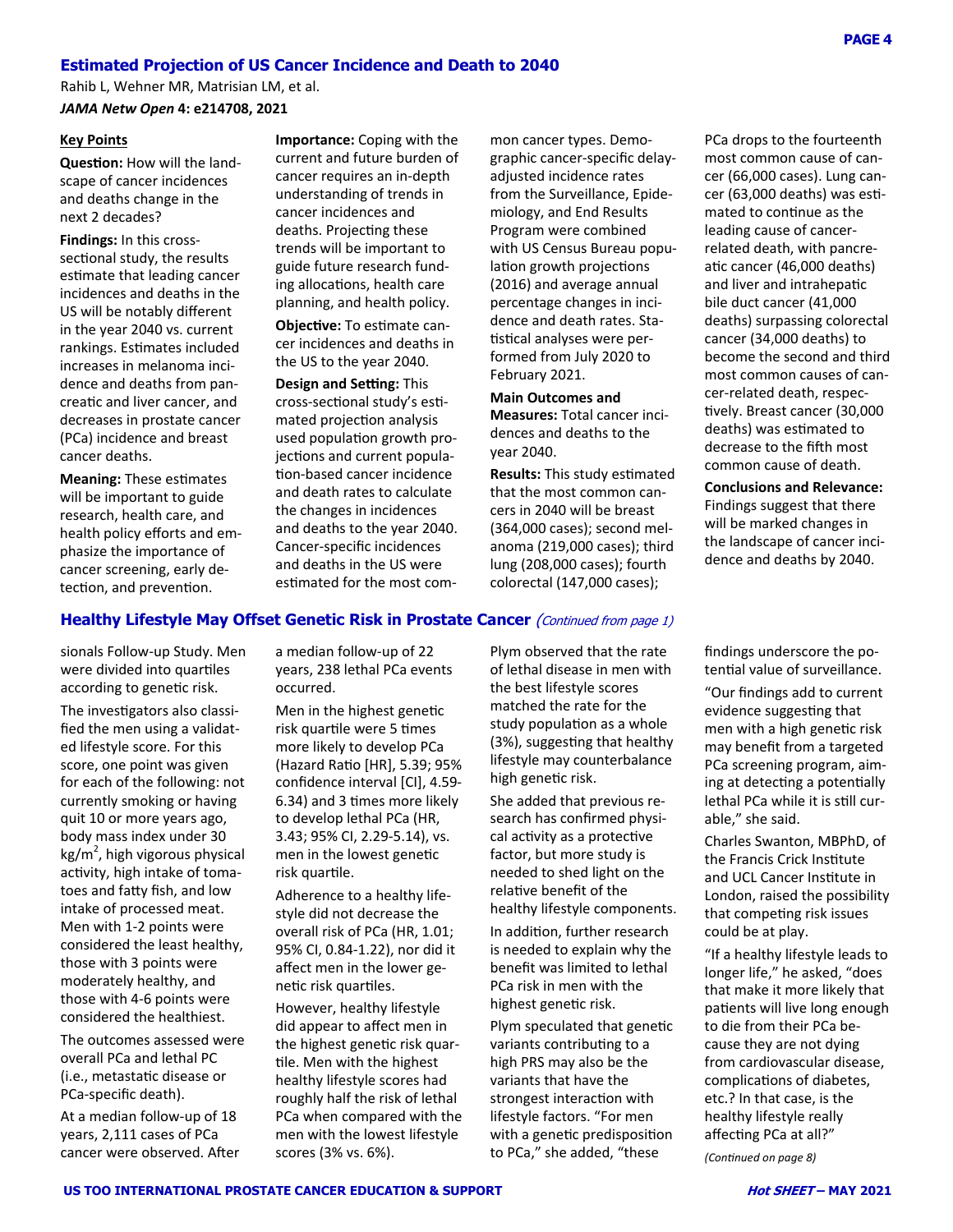## Estimated Projection of US Cancer Incidence and Death to 2040

Rahib L, Wehner MR, Matrisian LM, et al.

***JAMA Netw Open* 4: e214708, 2021**

**Key Points**

**Question:** How will the landscape of cancer incidences and deaths change in the next 2 decades?

**Findings:** In this cross-sectional study, the results estimate that leading cancer incidences and deaths in the US will be notably different in the year 2040 vs. current rankings. Estimates included increases in melanoma incidence and deaths from pancreatic and liver cancer, and decreases in prostate cancer (PCa) incidence and breast cancer deaths.

**Meaning:** These estimates will be important to guide research, health care, and health policy efforts and emphasize the importance of cancer screening, early detection, and prevention.

**Importance:** Coping with the current and future burden of cancer requires an in-depth understanding of trends in cancer incidences and deaths. Projecting these trends will be important to guide future research funding allocations, health care planning, and health policy.

**Objective:** To estimate cancer incidences and deaths in the US to the year 2040.

**Design and Setting:** This cross-sectional study's estimated projection analysis used population growth projections and current population-based cancer incidence and death rates to calculate the changes in incidences and deaths to the year 2040. Cancer-specific incidences and deaths in the US were estimated for the most common cancer types. Demographic cancer-specific delay-adjusted incidence rates from the Surveillance, Epidemiology, and End Results Program were combined with US Census Bureau population growth projections (2016) and average annual percentage changes in incidence and death rates. Statistical analyses were performed from July 2020 to February 2021.

**Main Outcomes and Measures:** Total cancer incidences and deaths to the year 2040.

**Results:** This study estimated that the most common cancers in 2040 will be breast (364,000 cases); second melanoma (219,000 cases); third lung (208,000 cases); fourth colorectal (147,000 cases); PCa drops to the fourteenth most common cause of cancer (66,000 cases). Lung cancer (63,000 deaths) was estimated to continue as the leading cause of cancer-related death, with pancreatic cancer (46,000 deaths) and liver and intrahepatic bile duct cancer (41,000 deaths) surpassing colorectal cancer (34,000 deaths) to become the second and third most common causes of cancer-related death, respectively. Breast cancer (30,000 deaths) was estimated to decrease to the fifth most common cause of death.

**Conclusions and Relevance:** Findings suggest that there will be marked changes in the landscape of cancer incidence and deaths by 2040.

## Healthy Lifestyle May Offset Genetic Risk in Prostate Cancer *(Continued from page 1)*

sionals Follow-up Study. Men were divided into quartiles according to genetic risk.

The investigators also classified the men using a validated lifestyle score. For this score, one point was given for each of the following: not currently smoking or having quit 10 or more years ago, body mass index under 30 kg/m$^2$, high vigorous physical activity, high intake of tomatoes and fatty fish, and low intake of processed meat. Men with 1-2 points were considered the least healthy, those with 3 points were moderately healthy, and those with 4-6 points were considered the healthiest.

The outcomes assessed were overall PCa and lethal PC (i.e., metastatic disease or PCa-specific death).

At a median follow-up of 18 years, 2,111 cases of PCa cancer were observed. After a median follow-up of 22 years, 238 lethal PCa events occurred.

Men in the highest genetic risk quartile were 5 times more likely to develop PCa (Hazard Ratio [HR], 5.39; 95% confidence interval [CI], 4.59-6.34) and 3 times more likely to develop lethal PCa (HR, 3.43; 95% CI, 2.29-5.14), vs. men in the lowest genetic risk quartile.

Adherence to a healthy lifestyle did not decrease the overall risk of PCa (HR, 1.01; 95% CI, 0.84-1.22), nor did it affect men in the lower genetic risk quartiles.

However, healthy lifestyle did appear to affect men in the highest genetic risk quartile. Men with the highest healthy lifestyle scores had roughly half the risk of lethal PCa when compared with the men with the lowest lifestyle scores (3% vs. 6%).

Plym observed that the rate of lethal disease in men with the best lifestyle scores matched the rate for the study population as a whole (3%), suggesting that healthy lifestyle may counterbalance high genetic risk.

She added that previous research has confirmed physical activity as a protective factor, but more study is needed to shed light on the relative benefit of the healthy lifestyle components.

In addition, further research is needed to explain why the benefit was limited to lethal PCa risk in men with the highest genetic risk.

Plym speculated that genetic variants contributing to a high PRS may also be the variants that have the strongest interaction with lifestyle factors. "For men with a genetic predisposition to PCa," she added, "these findings underscore the potential value of surveillance.

"Our findings add to current evidence suggesting that men with a high genetic risk may benefit from a targeted PCa screening program, aiming at detecting a potentially lethal PCa while it is still curable," she said.

Charles Swanton, MBPhD, of the Francis Crick Institute and UCL Cancer Institute in London, raised the possibility that competing risk issues could be at play.

"If a healthy lifestyle leads to longer life," he asked, "does that make it more likely that patients will live long enough to die from their PCa because they are not dying from cardiovascular disease, complications of diabetes, etc.? In that case, is the healthy lifestyle really affecting PCa at all?"

*(Continued on page 8)*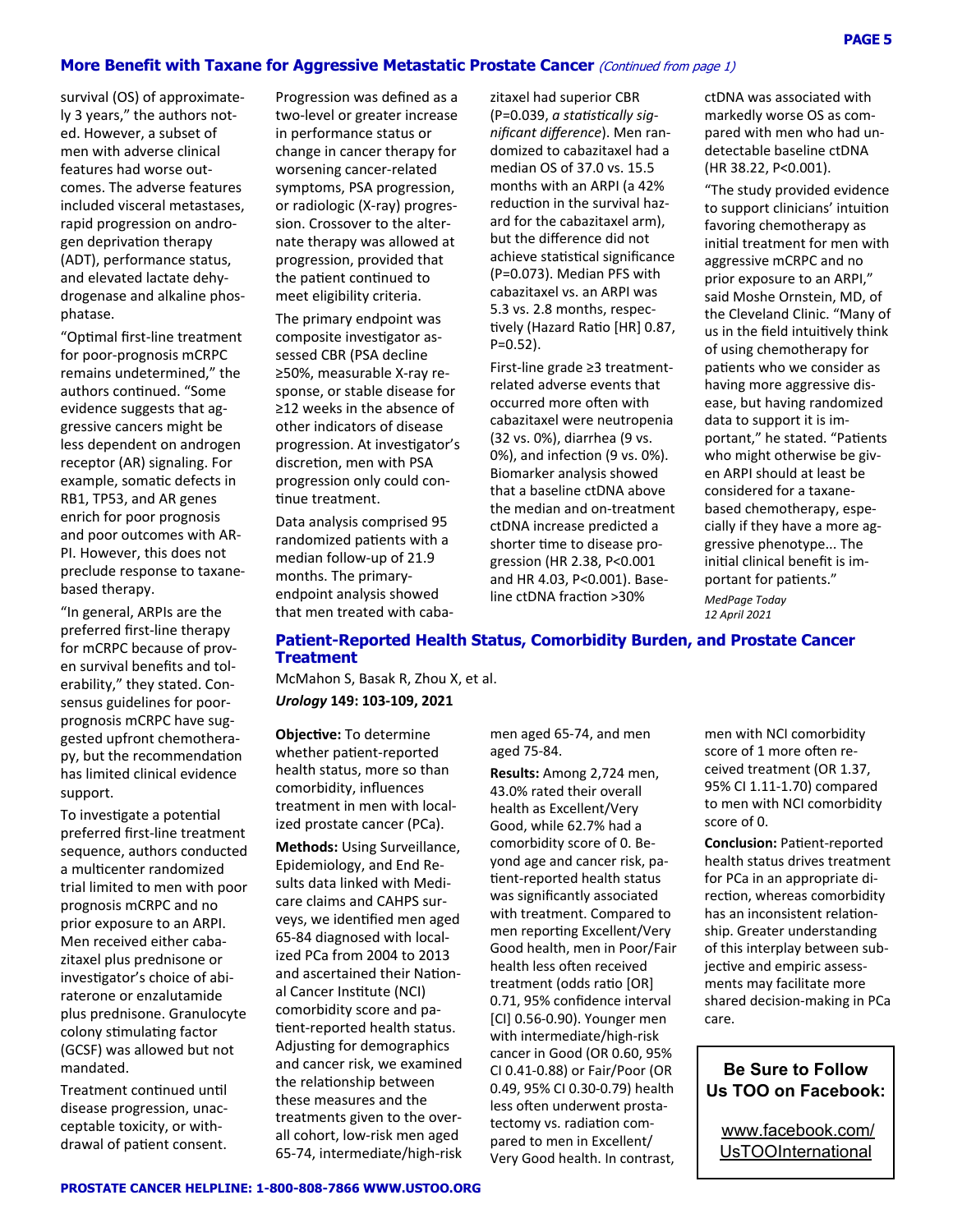## More Benefit with Taxane for Aggressive Metastatic Prostate Cancer *(Continued from page 1)*

survival (OS) of approximately 3 years," the authors noted. However, a subset of men with adverse clinical features had worse outcomes. The adverse features included visceral metastases, rapid progression on androgen deprivation therapy (ADT), performance status, and elevated lactate dehydrogenase and alkaline phosphatase.

"Optimal first-line treatment for poor-prognosis mCRPC remains undetermined," the authors continued. "Some evidence suggests that aggressive cancers might be less dependent on androgen receptor (AR) signaling. For example, somatic defects in RB1, TP53, and AR genes enrich for poor prognosis and poor outcomes with ARPI. However, this does not preclude response to taxane-based therapy.

"In general, ARPIs are the preferred first-line therapy for mCRPC because of proven survival benefits and tolerability," they stated. Consensus guidelines for poor-prognosis mCRPC have suggested upfront chemotherapy, but the recommendation has limited clinical evidence support.

To investigate a potential preferred first-line treatment sequence, authors conducted a multicenter randomized trial limited to men with poor prognosis mCRPC and no prior exposure to an ARPI. Men received either cabazitaxel plus prednisone or investigator's choice of abiraterone or enzalutamide plus prednisone. Granulocyte colony stimulating factor (GCSF) was allowed but not mandated.

Treatment continued until disease progression, unacceptable toxicity, or withdrawal of patient consent.

Progression was defined as a two-level or greater increase in performance status or change in cancer therapy for worsening cancer-related symptoms, PSA progression, or radiologic (X-ray) progression. Crossover to the alternate therapy was allowed at progression, provided that the patient continued to meet eligibility criteria.

The primary endpoint was composite investigator assessed CBR (PSA decline ≥50%, measurable X-ray response, or stable disease for ≥12 weeks in the absence of other indicators of disease progression. At investigator's discretion, men with PSA progression only could continue treatment.

Data analysis comprised 95 randomized patients with a median follow-up of 21.9 months. The primary-endpoint analysis showed that men treated with cabazitaxel had superior CBR (P=0.039, *a statistically significant difference*). Men randomized to cabazitaxel had a median OS of 37.0 vs. 15.5 months with an ARPI (a 42% reduction in the survival hazard for the cabazitaxel arm), but the difference did not achieve statistical significance (P=0.073). Median PFS with cabazitaxel vs. an ARPI was 5.3 vs. 2.8 months, respectively (Hazard Ratio [HR] 0.87, P=0.52).

First-line grade ≥3 treatment-related adverse events that occurred more often with cabazitaxel were neutropenia (32 vs. 0%), diarrhea (9 vs. 0%), and infection (9 vs. 0%). Biomarker analysis showed that a baseline ctDNA above the median and on-treatment ctDNA increase predicted a shorter time to disease progression (HR 2.38, P<0.001 and HR 4.03, P<0.001). Baseline ctDNA fraction >30% ctDNA was associated with markedly worse OS as compared with men who had undetectable baseline ctDNA (HR 38.22, P<0.001).

"The study provided evidence to support clinicians' intuition favoring chemotherapy as initial treatment for men with aggressive mCRPC and no prior exposure to an ARPI," said Moshe Ornstein, MD, of the Cleveland Clinic. "Many of us in the field intuitively think of using chemotherapy for patients who we consider as having more aggressive disease, but having randomized data to support it is important," he stated. "Patients who might otherwise be given ARPI should at least be considered for a taxane-based chemotherapy, especially if they have a more aggressive phenotype... The initial clinical benefit is important for patients."

*MedPage Today*
*12 April 2021*

## Patient-Reported Health Status, Comorbidity Burden, and Prostate Cancer Treatment

McMahon S, Basak R, Zhou X, et al.

***Urology* 149: 103-109, 2021**

**Objective:** To determine whether patient-reported health status, more so than comorbidity, influences treatment in men with localized prostate cancer (PCa).

**Methods:** Using Surveillance, Epidemiology, and End Results data linked with Medicare claims and CAHPS surveys, we identified men aged 65-84 diagnosed with localized PCa from 2004 to 2013 and ascertained their National Cancer Institute (NCI) comorbidity score and patient-reported health status. Adjusting for demographics and cancer risk, we examined the relationship between these measures and the treatments given to the overall cohort, low-risk men aged 65-74, intermediate/high-risk men aged 65-74, and men aged 75-84.

**Results:** Among 2,724 men, 43.0% rated their overall health as Excellent/Very Good, while 62.7% had a comorbidity score of 0. Beyond age and cancer risk, patient-reported health status was significantly associated with treatment. Compared to men reporting Excellent/Very Good health, men in Poor/Fair health less often received treatment (odds ratio [OR] 0.71, 95% confidence interval [CI] 0.56-0.90). Younger men with intermediate/high-risk cancer in Good (OR 0.60, 95% CI 0.41-0.88) or Fair/Poor (OR 0.49, 95% CI 0.30-0.79) health less often underwent prostatectomy vs. radiation compared to men in Excellent/Very Good health. In contrast, men with NCI comorbidity score of 1 more often received treatment (OR 1.37, 95% CI 1.11-1.70) compared to men with NCI comorbidity score of 0.

**Conclusion:** Patient-reported health status drives treatment for PCa in an appropriate direction, whereas comorbidity has an inconsistent relationship. Greater understanding of this interplay between subjective and empiric assessments may facilitate more shared decision-making in PCa care.

**Be Sure to Follow Us TOO on Facebook:**

www.facebook.com/UsTOOInternational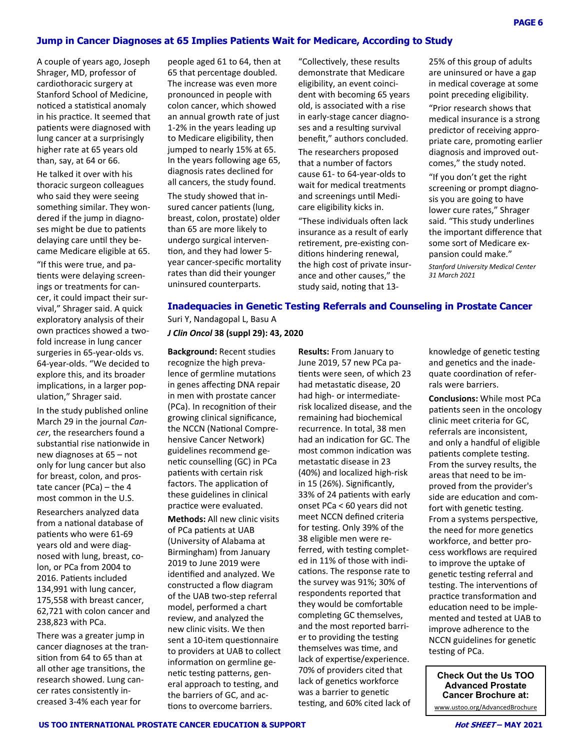## Jump in Cancer Diagnoses at 65 Implies Patients Wait for Medicare, According to Study

A couple of years ago, Joseph Shrager, MD, professor of cardiothoracic surgery at Stanford School of Medicine, noticed a statistical anomaly in his practice. It seemed that patients were diagnosed with lung cancer at a surprisingly higher rate at 65 years old than, say, at 64 or 66.

He talked it over with his thoracic surgeon colleagues who said they were seeing something similar. They wondered if the jump in diagnoses might be due to patients delaying care until they became Medicare eligible at 65.

"If this were true, and patients were delaying screenings or treatments for cancer, it could impact their survival," Shrager said. A quick exploratory analysis of their own practices showed a two-fold increase in lung cancer surgeries in 65-year-olds vs. 64-year-olds. "We decided to explore this, and its broader implications, in a larger population," Shrager said.

In the study published online March 29 in the journal *Cancer*, the researchers found a substantial rise nationwide in new diagnoses at 65 – not only for lung cancer but also for breast, colon, and prostate cancer (PCa) – the 4 most common in the U.S.

Researchers analyzed data from a national database of patients who were 61-69 years old and were diagnosed with lung, breast, colon, or PCa from 2004 to 2016. Patients included 134,991 with lung cancer, 175,558 with breast cancer, 62,721 with colon cancer and 238,823 with PCa.

There was a greater jump in cancer diagnoses at the transition from 64 to 65 than at all other age transitions, the research showed. Lung cancer rates consistently increased 3-4% each year for people aged 61 to 64, then at 65 that percentage doubled. The increase was even more pronounced in people with colon cancer, which showed an annual growth rate of just 1-2% in the years leading up to Medicare eligibility, then jumped to nearly 15% at 65. In the years following age 65, diagnosis rates declined for all cancers, the study found.

The study showed that insured cancer patients (lung, breast, colon, prostate) older than 65 are more likely to undergo surgical intervention, and they had lower 5-year cancer-specific mortality rates than did their younger uninsured counterparts.

"Collectively, these results demonstrate that Medicare eligibility, an event coincident with becoming 65 years old, is associated with a rise in early-stage cancer diagnoses and a resulting survival benefit," authors concluded.

The researchers proposed that a number of factors cause 61- to 64-year-olds to wait for medical treatments and screenings until Medicare eligibility kicks in.

"These individuals often lack insurance as a result of early retirement, pre-existing conditions hindering renewal, the high cost of private insurance and other causes," the study said, noting that 13-25% of this group of adults are uninsured or have a gap in medical coverage at some point preceding eligibility.

"Prior research shows that medical insurance is a strong predictor of receiving appropriate care, promoting earlier diagnosis and improved outcomes," the study noted.

"If you don't get the right screening or prompt diagnosis you are going to have lower cure rates," Shrager said. "This study underlines the important difference that some sort of Medicare expansion could make."

*Stanford University Medical Center 31 March 2021*

## Inadequacies in Genetic Testing Referrals and Counseling in Prostate Cancer

Suri Y, Nandagopal L, Basu A

***J Clin Oncol* 38 (suppl 29): 43, 2020**

**Background:** Recent studies recognize the high prevalence of germline mutations in genes affecting DNA repair in men with prostate cancer (PCa). In recognition of their growing clinical significance, the NCCN (National Comprehensive Cancer Network) guidelines recommend genetic counselling (GC) in PCa patients with certain risk factors. The application of these guidelines in clinical practice were evaluated.

**Methods:** All new clinic visits of PCa patients at UAB (University of Alabama at Birmingham) from January 2019 to June 2019 were identified and analyzed. We constructed a flow diagram of the UAB two-step referral model, performed a chart review, and analyzed the new clinic visits. We then sent a 10-item questionnaire to providers at UAB to collect information on germline genetic testing patterns, general approach to testing, and the barriers of GC, and actions to overcome barriers.

**Results:** From January to June 2019, 57 new PCa patients were seen, of which 23 had metastatic disease, 20 had high- or intermediate-risk localized disease, and the remaining had biochemical recurrence. In total, 38 men had an indication for GC. The most common indication was metastatic disease in 23 (40%) and localized high-risk in 15 (26%). Significantly, 33% of 24 patients with early onset PCa < 60 years did not meet NCCN defined criteria for testing. Only 39% of the 38 eligible men were referred, with testing completed in 11% of those with indications. The response rate to the survey was 91%; 30% of respondents reported that they would be comfortable completing GC themselves, and the most reported barrier to providing the testing themselves was time, and lack of expertise/experience. 70% of providers cited that lack of genetics workforce was a barrier to genetic testing, and 60% cited lack of knowledge of genetic testing and genetics and the inadequate coordination of referrals were barriers.

**Conclusions:** While most PCa patients seen in the oncology clinic meet criteria for GC, referrals are inconsistent, and only a handful of eligible patients complete testing. From the survey results, the areas that need to be improved from the provider's side are education and comfort with genetic testing. From a systems perspective, the need for more genetics workforce, and better process workflows are required to improve the uptake of genetic testing referral and testing. The interventions of practice transformation and education need to be implemented and tested at UAB to improve adherence to the NCCN guidelines for genetic testing of PCa.

**Check Out the Us TOO Advanced Prostate Cancer Brochure at:**

www.ustoo.org/AdvancedBrochure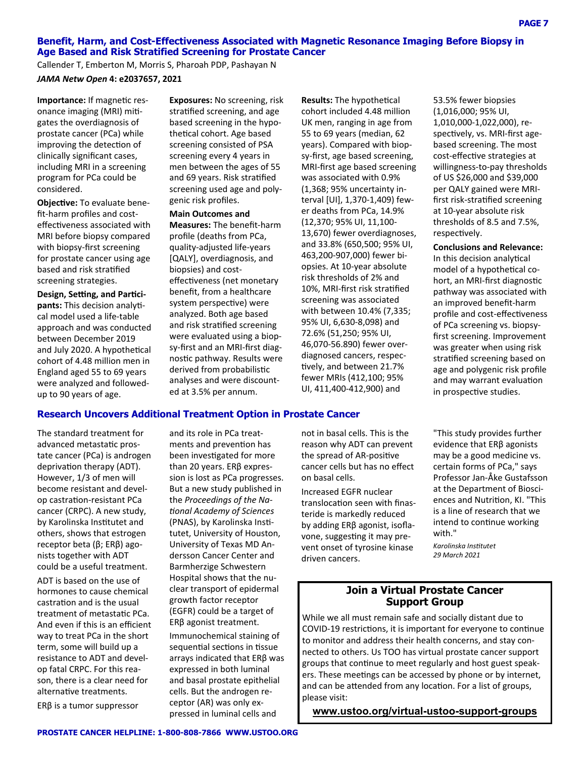## Benefit, Harm, and Cost-Effectiveness Associated with Magnetic Resonance Imaging Before Biopsy in Age Based and Risk Stratified Screening for Prostate Cancer

Callender T, Emberton M, Morris S, Pharoah PDP, Pashayan N

***JAMA Netw Open*** **4: e2037657, 2021**

**Importance:** If magnetic resonance imaging (MRI) mitigates the overdiagnosis of prostate cancer (PCa) while improving the detection of clinically significant cases, including MRI in a screening program for PCa could be considered.

**Objective:** To evaluate benefit-harm profiles and cost-effectiveness associated with MRI before biopsy compared with biopsy-first screening for prostate cancer using age based and risk stratified screening strategies.

**Design, Setting, and Participants:** This decision analytical model used a life-table approach and was conducted between December 2019 and July 2020. A hypothetical cohort of 4.48 million men in England aged 55 to 69 years were analyzed and followed-up to 90 years of age.

**Exposures:** No screening, risk stratified screening, and age based screening in the hypothetical cohort. Age based screening consisted of PSA screening every 4 years in men between the ages of 55 and 69 years. Risk stratified screening used age and polygenic risk profiles.

**Main Outcomes and Measures:** The benefit-harm profile (deaths from PCa, quality-adjusted life-years [QALY], overdiagnosis, and biopsies) and cost-effectiveness (net monetary benefit, from a healthcare system perspective) were analyzed. Both age based and risk stratified screening were evaluated using a biopsy-first and an MRI-first diagnostic pathway. Results were derived from probabilistic analyses and were discounted at 3.5% per annum.

**Results:** The hypothetical cohort included 4.48 million UK men, ranging in age from 55 to 69 years (median, 62 years). Compared with biopsy-first, age based screening, MRI-first age based screening was associated with 0.9% (1,368; 95% uncertainty interval [UI], 1,370-1,409) fewer deaths from PCa, 14.9% (12,370; 95% UI, 11,100-13,670) fewer overdiagnoses, and 33.8% (650,500; 95% UI, 463,200-907,000) fewer biopsies. At 10-year absolute risk thresholds of 2% and 10%, MRI-first risk stratified screening was associated with between 10.4% (7,335; 95% UI, 6,630-8,098) and 72.6% (51,250; 95% UI, 46,070-56.890) fewer overdiagnosed cancers, respectively, and between 21.7% fewer MRIs (412,100; 95% UI, 411,400-412,900) and 53.5% fewer biopsies (1,016,000; 95% UI, 1,010,000-1,022,000), respectively, vs. MRI-first age-based screening. The most cost-effective strategies at willingness-to-pay thresholds of US $26,000 and $39,000 per QALY gained were MRI-first risk-stratified screening at 10-year absolute risk thresholds of 8.5 and 7.5%, respectively.

**Conclusions and Relevance:** In this decision analytical model of a hypothetical cohort, an MRI-first diagnostic pathway was associated with an improved benefit-harm profile and cost-effectiveness of PCa screening vs. biopsy-first screening. Improvement was greater when using risk stratified screening based on age and polygenic risk profile and may warrant evaluation in prospective studies.

## Research Uncovers Additional Treatment Option in Prostate Cancer

The standard treatment for advanced metastatic prostate cancer (PCa) is androgen deprivation therapy (ADT). However, 1/3 of men will become resistant and develop castration-resistant PCa cancer (CRPC). A new study, by Karolinska Institutet and others, shows that estrogen receptor beta (β; ERβ) agonists together with ADT could be a useful treatment.

ADT is based on the use of hormones to cause chemical castration and is the usual treatment of metastatic PCa. And even if this is an efficient way to treat PCa in the short term, some will build up a resistance to ADT and develop fatal CRPC. For this reason, there is a clear need for alternative treatments.

ERβ is a tumor suppressor and its role in PCa treatments and prevention has been investigated for more than 20 years. ERβ expression is lost as PCa progresses. But a new study published in the *Proceedings of the National Academy of Sciences* (PNAS), by Karolinska Institutet, University of Houston, University of Texas MD Andersson Cancer Center and Barmherzige Schwestern Hospital shows that the nuclear transport of epidermal growth factor receptor (EGFR) could be a target of ERβ agonist treatment.

Immunochemical staining of sequential sections in tissue arrays indicated that ERβ was expressed in both luminal and basal prostate epithelial cells. But the androgen receptor (AR) was only expressed in luminal cells and not in basal cells. This is the reason why ADT can prevent the spread of AR-positive cancer cells but has no effect on basal cells.

Increased EGFR nuclear translocation seen with finasteride is markedly reduced by adding ERβ agonist, isoflavone, suggesting it may prevent onset of tyrosine kinase driven cancers.

"This study provides further evidence that ERβ agonists may be a good medicine vs. certain forms of PCa," says Professor Jan-Åke Gustafsson at the Department of Biosciences and Nutrition, KI. "This is a line of research that we intend to continue working with."

*Karolinska Institutet*
*29 March 2021*

### Join a Virtual Prostate Cancer Support Group

While we all must remain safe and socially distant due to COVID-19 restrictions, it is important for everyone to continue to monitor and address their health concerns, and stay connected to others. Us TOO has virtual prostate cancer support groups that continue to meet regularly and host guest speakers. These meetings can be accessed by phone or by internet, and can be attended from any location. For a list of groups, please visit:

**www.ustoo.org/virtual-ustoo-support-groups**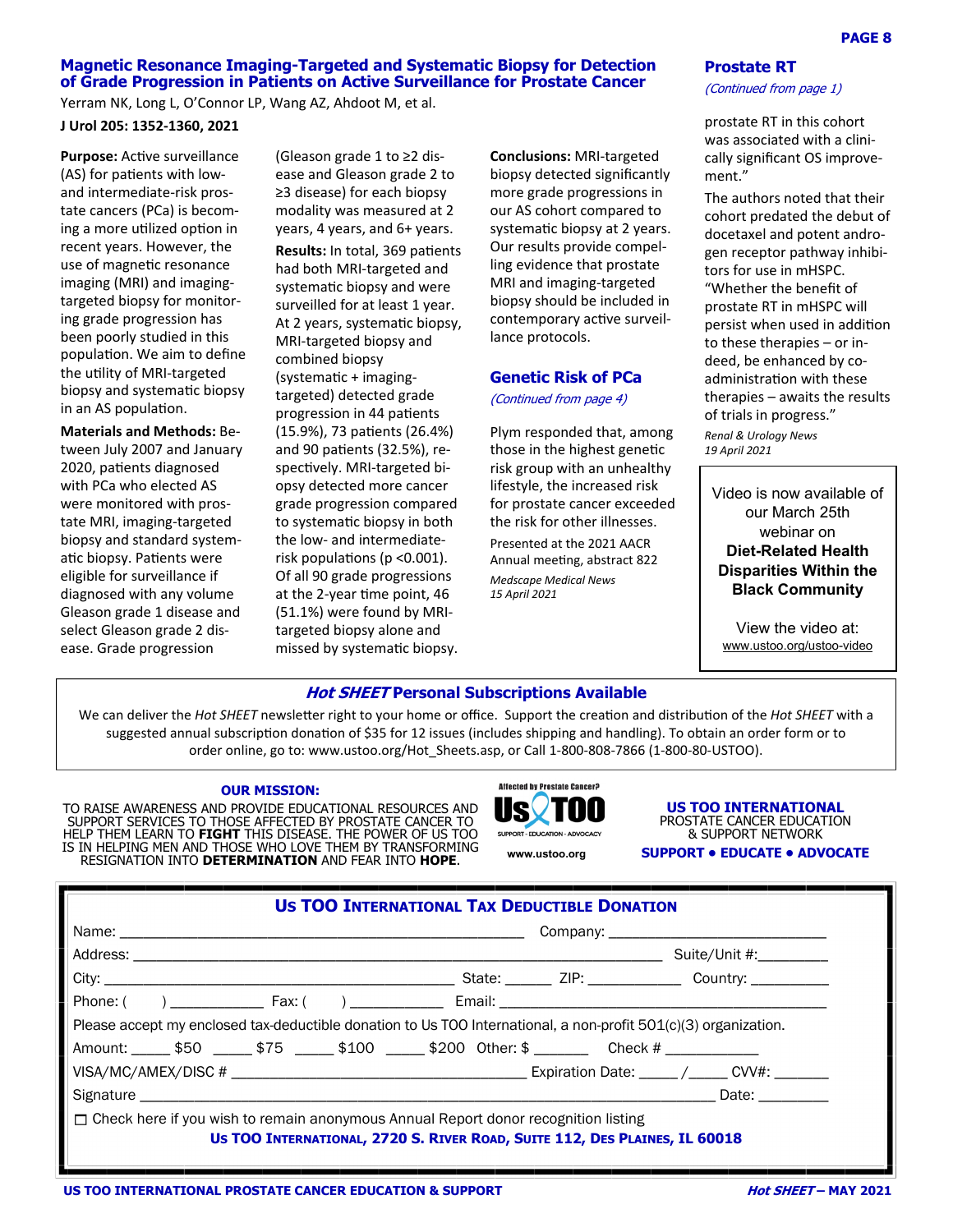## Magnetic Resonance Imaging-Targeted and Systematic Biopsy for Detection of Grade Progression in Patients on Active Surveillance for Prostate Cancer

Yerram NK, Long L, O'Connor LP, Wang AZ, Ahdoot M, et al.

**J Urol 205: 1352-1360, 2021**

**Purpose:** Active surveillance (AS) for patients with low- and intermediate-risk prostate cancers (PCa) is becoming a more utilized option in recent years. However, the use of magnetic resonance imaging (MRI) and imaging-targeted biopsy for monitoring grade progression has been poorly studied in this population. We aim to define the utility of MRI-targeted biopsy and systematic biopsy in an AS population.

**Materials and Methods:** Between July 2007 and January 2020, patients diagnosed with PCa who elected AS were monitored with prostate MRI, imaging-targeted biopsy and standard systematic biopsy. Patients were eligible for surveillance if diagnosed with any volume Gleason grade 1 disease and select Gleason grade 2 disease. Grade progression (Gleason grade 1 to ≥2 disease and Gleason grade 2 to ≥3 disease) for each biopsy modality was measured at 2 years, 4 years, and 6+ years.

**Results:** In total, 369 patients had both MRI-targeted and systematic biopsy and were surveilled for at least 1 year. At 2 years, systematic biopsy, MRI-targeted biopsy and combined biopsy (systematic + imaging-targeted) detected grade progression in 44 patients (15.9%), 73 patients (26.4%) and 90 patients (32.5%), respectively. MRI-targeted biopsy detected more cancer grade progression compared to systematic biopsy in both the low- and intermediate-risk populations ($p < 0.001$). Of all 90 grade progressions at the 2-year time point, 46 (51.1%) were found by MRI-targeted biopsy alone and missed by systematic biopsy.

**Conclusions:** MRI-targeted biopsy detected significantly more grade progressions in our AS cohort compared to systematic biopsy at 2 years. Our results provide compelling evidence that prostate MRI and imaging-targeted biopsy should be included in contemporary active surveillance protocols.

## Genetic Risk of PCa

*(Continued from page 4)*

Plym responded that, among those in the highest genetic risk group with an unhealthy lifestyle, the increased risk for prostate cancer exceeded the risk for other illnesses.

Presented at the 2021 AACR Annual meeting, abstract 822

*Medscape Medical News*
*15 April 2021*

## Prostate RT

*(Continued from page 1)*

prostate RT in this cohort was associated with a clinically significant OS improvement."

The authors noted that their cohort predated the debut of docetaxel and potent androgen receptor pathway inhibitors for use in mHSPC. "Whether the benefit of prostate RT in mHSPC will persist when used in addition to these therapies – or indeed, be enhanced by co-administration with these therapies – awaits the results of trials in progress."

*Renal & Urology News*
*19 April 2021*

Video is now available of our March 25th webinar on
**Diet-Related Health Disparities Within the Black Community**

View the video at:
www.ustoo.org/ustoo-video

### *Hot SHEET* Personal Subscriptions Available

We can deliver the *Hot SHEET* newsletter right to your home or office. Support the creation and distribution of the *Hot SHEET* with a suggested annual subscription donation of $35 for 12 issues (includes shipping and handling). To obtain an order form or to order online, go to: www.ustoo.org/Hot_Sheets.asp, or Call 1-800-808-7866 (1-800-80-USTOO).

**OUR MISSION:**

TO RAISE AWARENESS AND PROVIDE EDUCATIONAL RESOURCES AND SUPPORT SERVICES TO THOSE AFFECTED BY PROSTATE CANCER TO HELP THEM LEARN TO **FIGHT** THIS DISEASE. THE POWER OF US TOO IS IN HELPING MEN AND THOSE WHO LOVE THEM BY TRANSFORMING RESIGNATION INTO **DETERMINATION** AND FEAR INTO **HOPE**.

Affected by Prostate Cancer? Us TOO — SUPPORT · EDUCATION · ADVOCACY
www.ustoo.org

**US TOO INTERNATIONAL**
PROSTATE CANCER EDUCATION & SUPPORT NETWORK
**SUPPORT • EDUCATE • ADVOCATE**

### US TOO INTERNATIONAL TAX DEDUCTIBLE DONATION

Name: ____________________ Company: ____________________

Address: ____________________ Suite/Unit #:________

City: ____________________ State: ______ ZIP: ___________ Country: __________

Phone: (   ) ___________ Fax: (   ) ___________ Email: ____________________

Please accept my enclosed tax-deductible donation to Us TOO International, a non-profit 501(c)(3) organization.

Amount: _____ $50 _____ $75 _____ $100 _____ $200 Other: $ _______ Check # ___________

VISA/MC/AMEX/DISC # ____________________ Expiration Date: _____ /_____ CVV#: _______

Signature ____________________ Date: ________

☐ Check here if you wish to remain anonymous Annual Report donor recognition listing

**US TOO INTERNATIONAL, 2720 S. RIVER ROAD, SUITE 112, DES PLAINES, IL 60018**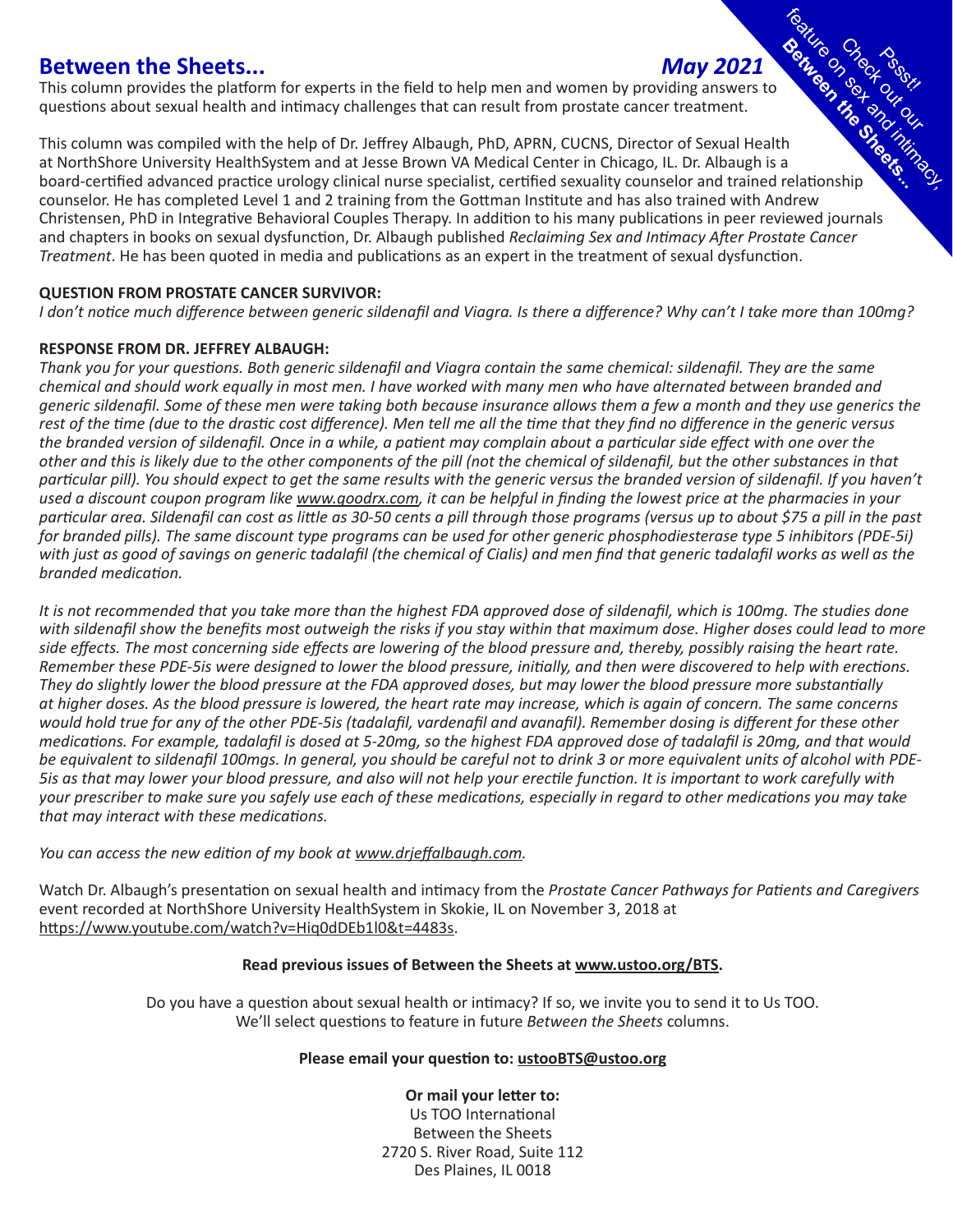## Between the Sheets... *May 2021*

This column provides the platform for experts in the field to help men and women by providing answers to questions about sexual health and intimacy challenges that can result from prostate cancer treatment.

Pssst! Check out our **Between the Sheets...** feature on sex and intimacy,

This column was compiled with the help of Dr. Jeffrey Albaugh, PhD, APRN, CUCNS, Director of Sexual Health at NorthShore University HealthSystem and at Jesse Brown VA Medical Center in Chicago, IL. Dr. Albaugh is a board-certified advanced practice urology clinical nurse specialist, certified sexuality counselor and trained relationship counselor. He has completed Level 1 and 2 training from the Gottman Institute and has also trained with Andrew Christensen, PhD in Integrative Behavioral Couples Therapy. In addition to his many publications in peer reviewed journals and chapters in books on sexual dysfunction, Dr. Albaugh published *Reclaiming Sex and Intimacy After Prostate Cancer Treatment*. He has been quoted in media and publications as an expert in the treatment of sexual dysfunction.

**QUESTION FROM PROSTATE CANCER SURVIVOR:**

*I don't notice much difference between generic sildenafil and Viagra. Is there a difference? Why can't I take more than 100mg?*

**RESPONSE FROM DR. JEFFREY ALBAUGH:**

*Thank you for your questions. Both generic sildenafil and Viagra contain the same chemical: sildenafil. They are the same chemical and should work equally in most men. I have worked with many men who have alternated between branded and generic sildenafil. Some of these men were taking both because insurance allows them a few a month and they use generics the rest of the time (due to the drastic cost difference). Men tell me all the time that they find no difference in the generic versus the branded version of sildenafil. Once in a while, a patient may complain about a particular side effect with one over the other and this is likely due to the other components of the pill (not the chemical of sildenafil, but the other substances in that particular pill). You should expect to get the same results with the generic versus the branded version of sildenafil. If you haven't used a discount coupon program like www.goodrx.com, it can be helpful in finding the lowest price at the pharmacies in your particular area. Sildenafil can cost as little as 30-50 cents a pill through those programs (versus up to about $75 a pill in the past for branded pills). The same discount type programs can be used for other generic phosphodiesterase type 5 inhibitors (PDE-5i) with just as good of savings on generic tadalafil (the chemical of Cialis) and men find that generic tadalafil works as well as the branded medication.*

*It is not recommended that you take more than the highest FDA approved dose of sildenafil, which is 100mg. The studies done with sildenafil show the benefits most outweigh the risks if you stay within that maximum dose. Higher doses could lead to more side effects. The most concerning side effects are lowering of the blood pressure and, thereby, possibly raising the heart rate. Remember these PDE-5is were designed to lower the blood pressure, initially, and then were discovered to help with erections. They do slightly lower the blood pressure at the FDA approved doses, but may lower the blood pressure more substantially at higher doses. As the blood pressure is lowered, the heart rate may increase, which is again of concern. The same concerns would hold true for any of the other PDE-5is (tadalafil, vardenafil and avanafil). Remember dosing is different for these other medications. For example, tadalafil is dosed at 5-20mg, so the highest FDA approved dose of tadalafil is 20mg, and that would be equivalent to sildenafil 100mgs. In general, you should be careful not to drink 3 or more equivalent units of alcohol with PDE-5is as that may lower your blood pressure, and also will not help your erectile function. It is important to work carefully with your prescriber to make sure you safely use each of these medications, especially in regard to other medications you may take that may interact with these medications.*

*You can access the new edition of my book at www.drjeffalbaugh.com.*

Watch Dr. Albaugh's presentation on sexual health and intimacy from the *Prostate Cancer Pathways for Patients and Caregivers* event recorded at NorthShore University HealthSystem in Skokie, IL on November 3, 2018 at https://www.youtube.com/watch?v=Hiq0dDEb1l0&t=4483s.

**Read previous issues of Between the Sheets at www.ustoo.org/BTS.**

Do you have a question about sexual health or intimacy? If so, we invite you to send it to Us TOO.
We'll select questions to feature in future *Between the Sheets* columns.

**Please email your question to: ustooBTS@ustoo.org**

**Or mail your letter to:**
Us TOO International
Between the Sheets
2720 S. River Road, Suite 112
Des Plaines, IL 0018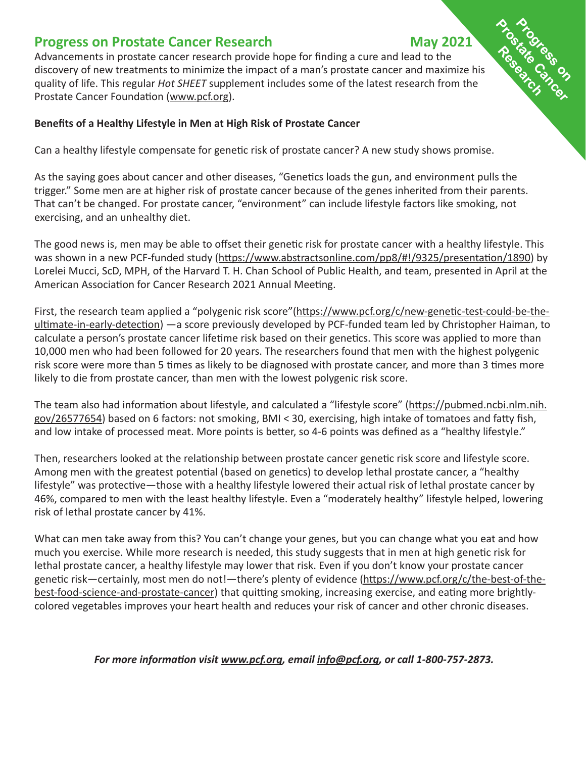# Progress on Prostate Cancer Research

**May 2021**

Advancements in prostate cancer research provide hope for finding a cure and lead to the discovery of new treatments to minimize the impact of a man's prostate cancer and maximize his quality of life. This regular *Hot SHEET* supplement includes some of the latest research from the Prostate Cancer Foundation (www.pcf.org).

**Benefits of a Healthy Lifestyle in Men at High Risk of Prostate Cancer**

Can a healthy lifestyle compensate for genetic risk of prostate cancer? A new study shows promise.

As the saying goes about cancer and other diseases, "Genetics loads the gun, and environment pulls the trigger." Some men are at higher risk of prostate cancer because of the genes inherited from their parents. That can't be changed. For prostate cancer, "environment" can include lifestyle factors like smoking, not exercising, and an unhealthy diet.

The good news is, men may be able to offset their genetic risk for prostate cancer with a healthy lifestyle. This was shown in a new PCF-funded study (https://www.abstractsonline.com/pp8/#!/9325/presentation/1890) by Lorelei Mucci, ScD, MPH, of the Harvard T. H. Chan School of Public Health, and team, presented in April at the American Association for Cancer Research 2021 Annual Meeting.

First, the research team applied a "polygenic risk score"(https://www.pcf.org/c/new-genetic-test-could-be-the-ultimate-in-early-detection) —a score previously developed by PCF-funded team led by Christopher Haiman, to calculate a person's prostate cancer lifetime risk based on their genetics. This score was applied to more than 10,000 men who had been followed for 20 years. The researchers found that men with the highest polygenic risk score were more than 5 times as likely to be diagnosed with prostate cancer, and more than 3 times more likely to die from prostate cancer, than men with the lowest polygenic risk score.

The team also had information about lifestyle, and calculated a "lifestyle score" (https://pubmed.ncbi.nlm.nih.gov/26577654) based on 6 factors: not smoking, BMI < 30, exercising, high intake of tomatoes and fatty fish, and low intake of processed meat. More points is better, so 4-6 points was defined as a "healthy lifestyle."

Then, researchers looked at the relationship between prostate cancer genetic risk score and lifestyle score. Among men with the greatest potential (based on genetics) to develop lethal prostate cancer, a "healthy lifestyle" was protective—those with a healthy lifestyle lowered their actual risk of lethal prostate cancer by 46%, compared to men with the least healthy lifestyle. Even a "moderately healthy" lifestyle helped, lowering risk of lethal prostate cancer by 41%.

What can men take away from this? You can't change your genes, but you can change what you eat and how much you exercise. While more research is needed, this study suggests that in men at high genetic risk for lethal prostate cancer, a healthy lifestyle may lower that risk. Even if you don't know your prostate cancer genetic risk—certainly, most men do not!—there's plenty of evidence (https://www.pcf.org/c/the-best-of-the-best-food-science-and-prostate-cancer) that quitting smoking, increasing exercise, and eating more brightly-colored vegetables improves your heart health and reduces your risk of cancer and other chronic diseases.

***For more information visit www.pcf.org, email info@pcf.org, or call 1-800-757-2873.***